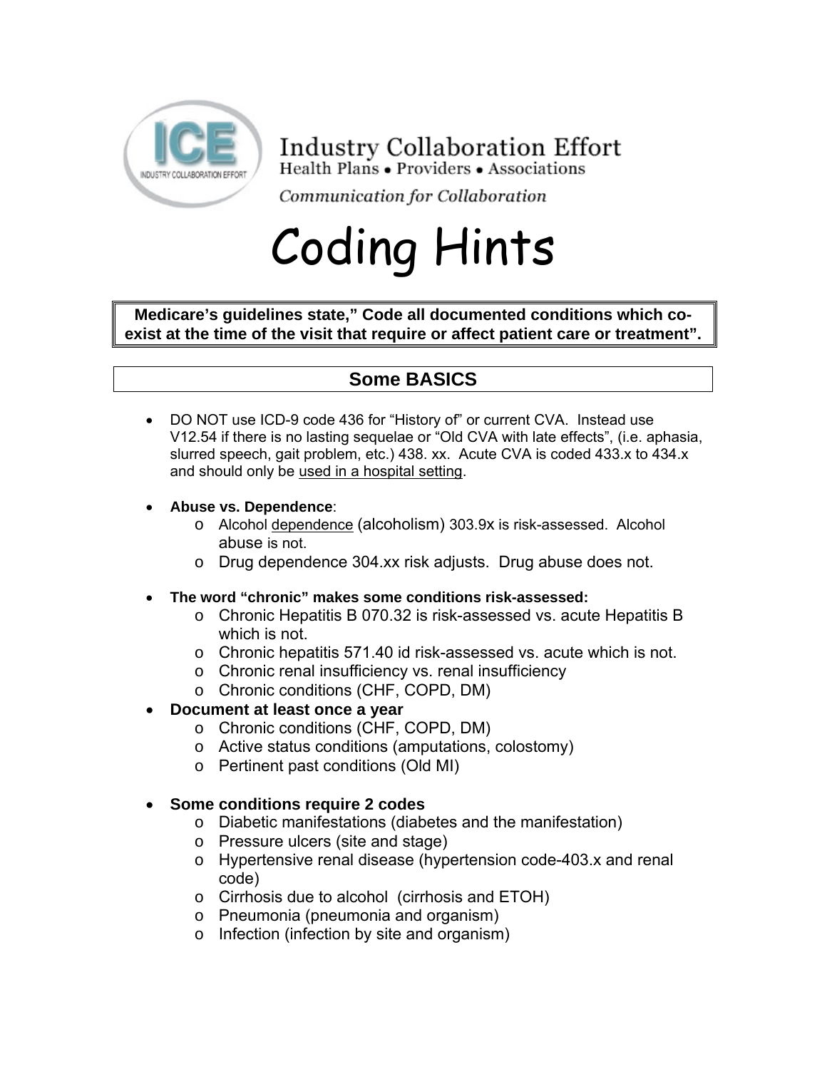Industry Collaboration Effort
Health Plans • Providers • Associations

*Communication for Collaboration*

# Coding Hints

**Medicare's guidelines state," Code all documented conditions which co-exist at the time of the visit that require or affect patient care or treatment".**

## Some BASICS

- DO NOT use ICD-9 code 436 for "History of" or current CVA. Instead use V12.54 if there is no lasting sequelae or "Old CVA with late effects", (i.e. aphasia, slurred speech, gait problem, etc.) 438. xx. Acute CVA is coded 433.x to 434.x and should only be <u>used in a hospital setting</u>.

- **Abuse vs. Dependence**:
  - Alcohol <u>dependence</u> (alcoholism) 303.9x is risk-assessed. Alcohol abuse is not.
  - Drug dependence 304.xx risk adjusts. Drug abuse does not.

- **The word "chronic" makes some conditions risk-assessed:**
  - Chronic Hepatitis B 070.32 is risk-assessed vs. acute Hepatitis B which is not.
  - Chronic hepatitis 571.40 id risk-assessed vs. acute which is not.
  - Chronic renal insufficiency vs. renal insufficiency
  - Chronic conditions (CHF, COPD, DM)
- **Document at least once a year**
  - Chronic conditions (CHF, COPD, DM)
  - Active status conditions (amputations, colostomy)
  - Pertinent past conditions (Old MI)

- **Some conditions require 2 codes**
  - Diabetic manifestations (diabetes and the manifestation)
  - Pressure ulcers (site and stage)
  - Hypertensive renal disease (hypertension code-403.x and renal code)
  - Cirrhosis due to alcohol (cirrhosis and ETOH)
  - Pneumonia (pneumonia and organism)
  - Infection (infection by site and organism)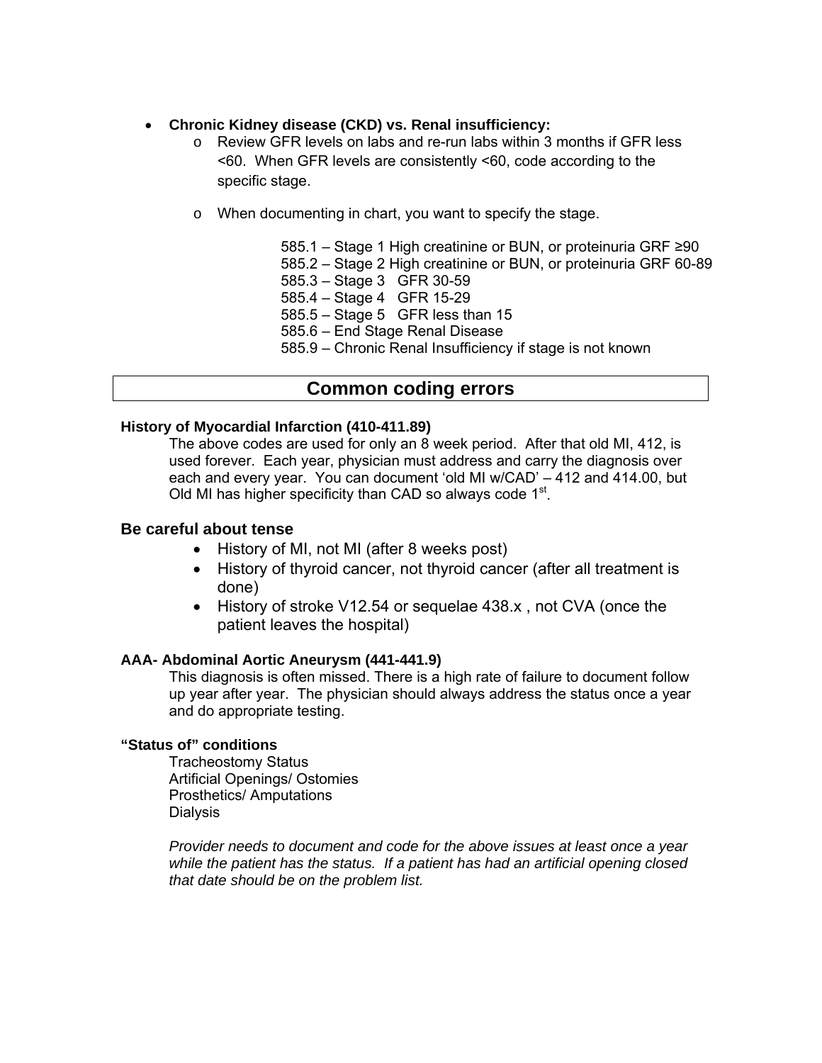- **Chronic Kidney disease (CKD) vs. Renal insufficiency:**
  - Review GFR levels on labs and re-run labs within 3 months if GFR less <60. When GFR levels are consistently <60, code according to the specific stage.
  - When documenting in chart, you want to specify the stage.

    585.1 – Stage 1 High creatinine or BUN, or proteinuria GRF ≥90
    585.2 – Stage 2 High creatinine or BUN, or proteinuria GRF 60-89
    585.3 – Stage 3 GFR 30-59
    585.4 – Stage 4 GFR 15-29
    585.5 – Stage 5 GFR less than 15
    585.6 – End Stage Renal Disease
    585.9 – Chronic Renal Insufficiency if stage is not known

## Common coding errors

**History of Myocardial Infarction (410-411.89)**

The above codes are used for only an 8 week period. After that old MI, 412, is used forever. Each year, physician must address and carry the diagnosis over each and every year. You can document 'old MI w/CAD' – 412 and 414.00, but Old MI has higher specificity than CAD so always code 1st.

### Be careful about tense

- History of MI, not MI (after 8 weeks post)
- History of thyroid cancer, not thyroid cancer (after all treatment is done)
- History of stroke V12.54 or sequelae 438.x , not CVA (once the patient leaves the hospital)

**AAA- Abdominal Aortic Aneurysm (441-441.9)**

This diagnosis is often missed. There is a high rate of failure to document follow up year after year. The physician should always address the status once a year and do appropriate testing.

**"Status of" conditions**

Tracheostomy Status
Artificial Openings/ Ostomies
Prosthetics/ Amputations
Dialysis

*Provider needs to document and code for the above issues at least once a year while the patient has the status. If a patient has had an artificial opening closed that date should be on the problem list.*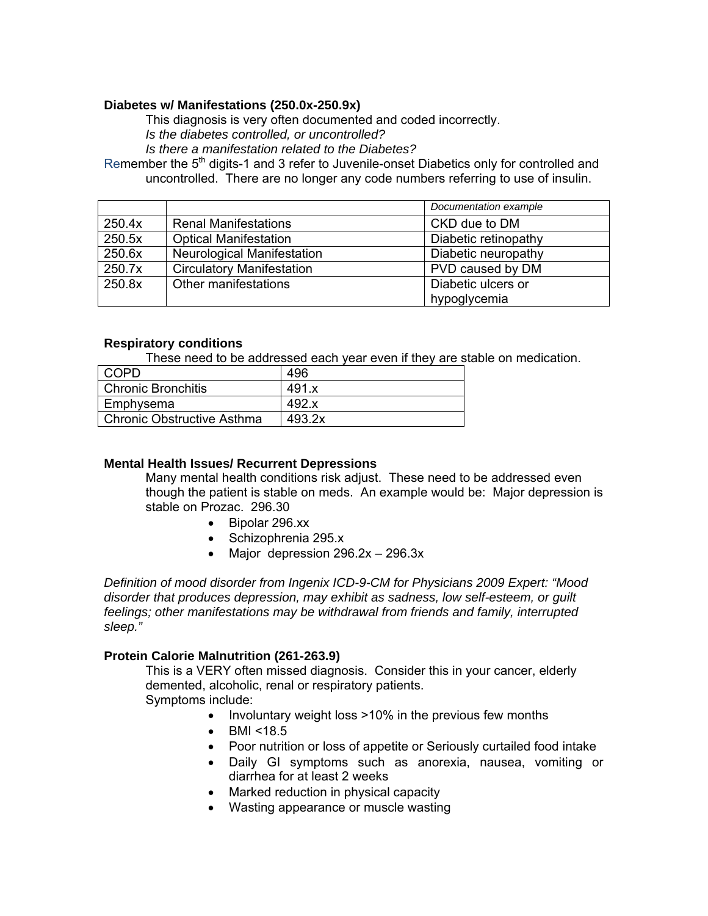**Diabetes w/ Manifestations (250.0x-250.9x)**

This diagnosis is very often documented and coded incorrectly.

*Is the diabetes controlled, or uncontrolled?*

*Is there a manifestation related to the Diabetes?*

Remember the 5th digits-1 and 3 refer to Juvenile-onset Diabetics only for controlled and uncontrolled. There are no longer any code numbers referring to use of insulin.

| | | *Documentation example* |
|---|---|---|
| 250.4x | Renal Manifestations | CKD due to DM |
| 250.5x | Optical Manifestation | Diabetic retinopathy |
| 250.6x | Neurological Manifestation | Diabetic neuropathy |
| 250.7x | Circulatory Manifestation | PVD caused by DM |
| 250.8x | Other manifestations | Diabetic ulcers or hypoglycemia |

**Respiratory conditions**

These need to be addressed each year even if they are stable on medication.

| COPD | 496 |
|---|---|
| Chronic Bronchitis | 491.x |
| Emphysema | 492.x |
| Chronic Obstructive Asthma | 493.2x |

**Mental Health Issues/ Recurrent Depressions**

Many mental health conditions risk adjust. These need to be addressed even though the patient is stable on meds. An example would be: Major depression is stable on Prozac. 296.30

- Bipolar 296.xx
- Schizophrenia 295.x
- Major depression 296.2x – 296.3x

*Definition of mood disorder from Ingenix ICD-9-CM for Physicians 2009 Expert: "Mood disorder that produces depression, may exhibit as sadness, low self-esteem, or guilt feelings; other manifestations may be withdrawal from friends and family, interrupted sleep."*

**Protein Calorie Malnutrition (261-263.9)**

This is a VERY often missed diagnosis. Consider this in your cancer, elderly demented, alcoholic, renal or respiratory patients.

Symptoms include:

- Involuntary weight loss >10% in the previous few months
- BMI <18.5
- Poor nutrition or loss of appetite or Seriously curtailed food intake
- Daily GI symptoms such as anorexia, nausea, vomiting or diarrhea for at least 2 weeks
- Marked reduction in physical capacity
- Wasting appearance or muscle wasting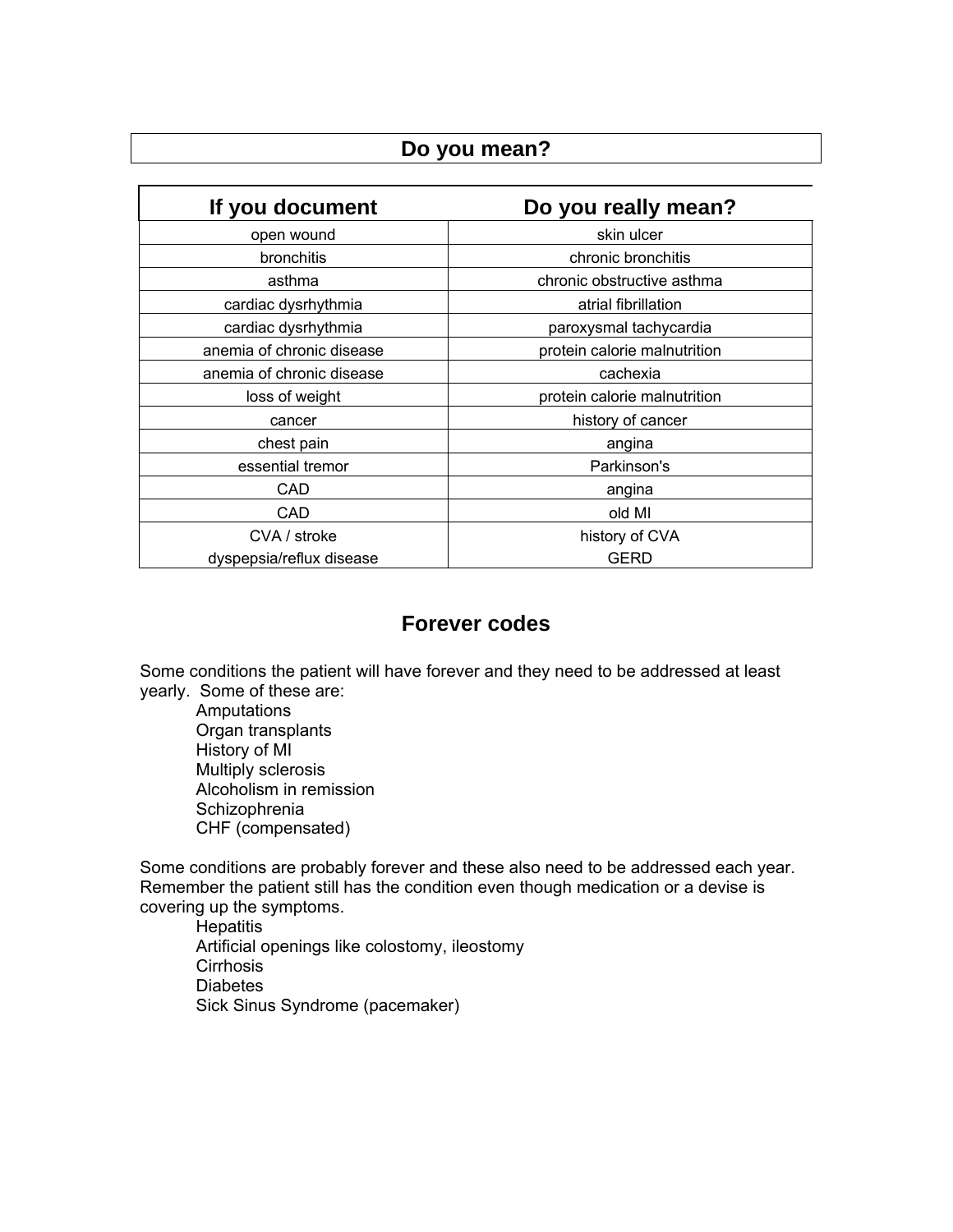## Do you mean?

| If you document | Do you really mean? |
| --- | --- |
| open wound | skin ulcer |
| bronchitis | chronic bronchitis |
| asthma | chronic obstructive asthma |
| cardiac dysrhythmia | atrial fibrillation |
| cardiac dysrhythmia | paroxysmal tachycardia |
| anemia of chronic disease | protein calorie malnutrition |
| anemia of chronic disease | cachexia |
| loss of weight | protein calorie malnutrition |
| cancer | history of cancer |
| chest pain | angina |
| essential tremor | Parkinson's |
| CAD | angina |
| CAD | old MI |
| CVA / stroke | history of CVA |
| dyspepsia/reflux disease | GERD |

## Forever codes

Some conditions the patient will have forever and they need to be addressed at least yearly. Some of these are:

- Amputations
- Organ transplants
- History of MI
- Multiply sclerosis
- Alcoholism in remission
- Schizophrenia
- CHF (compensated)

Some conditions are probably forever and these also need to be addressed each year. Remember the patient still has the condition even though medication or a devise is covering up the symptoms.

- Hepatitis
- Artificial openings like colostomy, ileostomy
- Cirrhosis
- Diabetes
- Sick Sinus Syndrome (pacemaker)